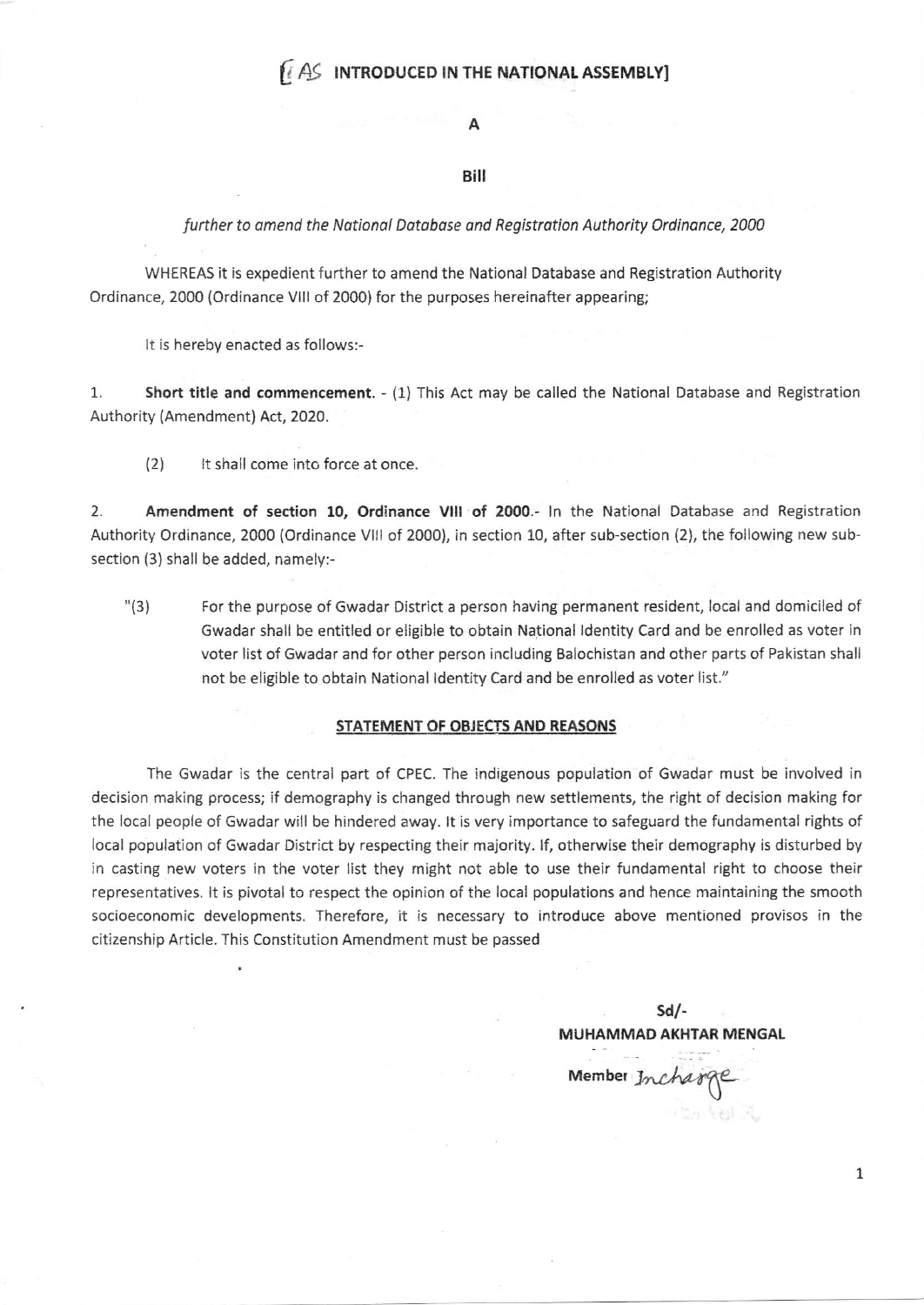[AS INTRODUCED IN THE NATIONAL ASSEMBLY]

# A

# Bill

*further to amend the National Database and Registration Authority Ordinance, 2000*

WHEREAS it is expedient further to amend the National Database and Registration Authority Ordinance, 2000 (Ordinance VIII of 2000) for the purposes hereinafter appearing;

It is hereby enacted as follows:-

1. **Short title and commencement.** - (1) This Act may be called the National Database and Registration Authority (Amendment) Act, 2020.

(2) It shall come into force at once.

2. **Amendment of section 10, Ordinance VIII of 2000.**- In the National Database and Registration Authority Ordinance, 2000 (Ordinance VIII of 2000), in section 10, after sub-section (2), the following new sub-section (3) shall be added, namely:-

"(3) For the purpose of Gwadar District a person having permanent resident, local and domiciled of Gwadar shall be entitled or eligible to obtain National Identity Card and be enrolled as voter in voter list of Gwadar and for other person including Balochistan and other parts of Pakistan shall not be eligible to obtain National Identity Card and be enrolled as voter list."

## STATEMENT OF OBJECTS AND REASONS

The Gwadar is the central part of CPEC. The indigenous population of Gwadar must be involved in decision making process; if demography is changed through new settlements, the right of decision making for the local people of Gwadar will be hindered away. It is very importance to safeguard the fundamental rights of local population of Gwadar District by respecting their majority. If, otherwise their demography is disturbed by in casting new voters in the voter list they might not able to use their fundamental right to choose their representatives. It is pivotal to respect the opinion of the local populations and hence maintaining the smooth socioeconomic developments. Therefore, it is necessary to introduce above mentioned provisos in the citizenship Article. This Constitution Amendment must be passed

Sd/-
**MUHAMMAD AKHTAR MENGAL**

Member Incharge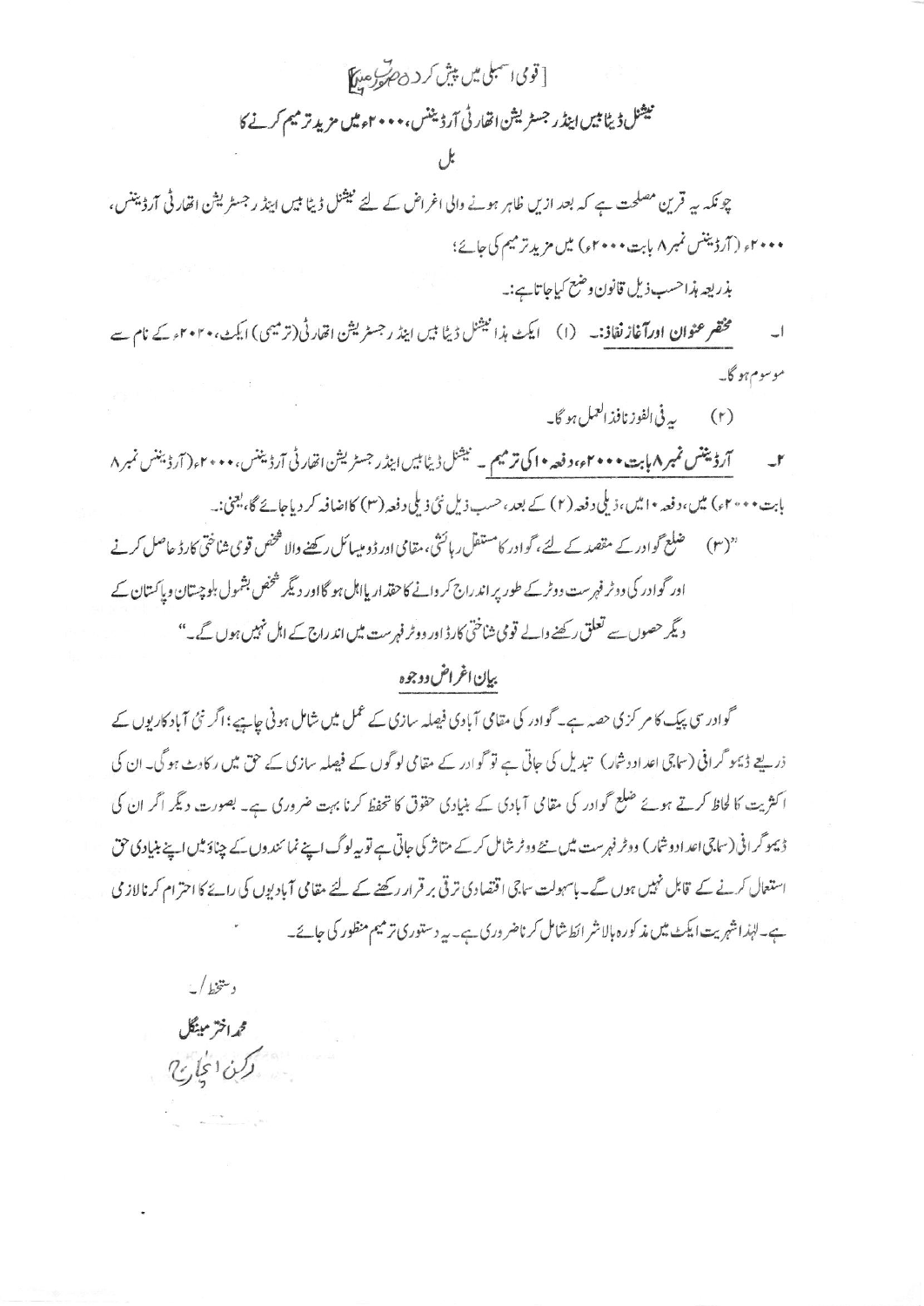[قومی اسمبلی میں پیش کردہ صورت میں]

# نیشنل ڈیٹا بیس اینڈ رجسٹریشن اتھارٹی آرڈیننس، ۲۰۰۰ء میں مزید ترمیم کرنے کا

## بل

چونکہ یہ قرین مصلحت ہے کہ بعد ازیں ظاہر ہونے والی اغراض کے لئے نیشنل ڈیٹا بیس اینڈ رجسٹریشن اتھارٹی آرڈیننس، ۲۰۰۰ء (آرڈیننس نمبر ۸ بابت ۲۰۰۰ء) میں مزید ترمیم کی جائے؛

بذریعہ ہذا حسب ذیل قانون وضع کیا جاتا ہے:۔

۱۔ **مختصر عنوان اور آغاز نفاذ:۔** (۱) ایکٹ ہذا نیشنل ڈیٹا بیس اینڈ رجسٹریشن اتھارٹی (ترمیمی) ایکٹ، ۲۰۲۰ء کے نام سے موسوم ہوگا۔

(۲) یہ فی الفور نافذ العمل ہوگا۔

۲۔ **آرڈیننس نمبر ۸ بابت ۲۰۰۰ء، دفعہ ۱۰ کی ترمیم ۔** نیشنل ڈیٹا بیس اینڈ رجسٹریشن اتھارٹی آرڈیننس، ۲۰۰۰ء (آرڈیننس نمبر ۸ بابت ۲۰۰۰ء) میں، دفعہ ۱۰ میں، ذیلی دفعہ (۲) کے بعد، حسب ذیل نئی ذیلی دفعہ (۳) کا اضافہ کر دیا جائے گا، یعنی:۔

"(۳) ضلع گوادر کے مقصد کے لئے، گوادر کا مستقل رہائشی، مقامی اور ڈومیسائل رکھنے والا شخص قومی شناختی کارڈ حاصل کرنے اور گوادر کی ووٹر فہرست ووٹر کے طور پر اندراج کروانے کا حقدار یا اہل ہوگا اور دیگر شخص بشمول بلوچستان و پاکستان کے دیگر حصوں سے تعلق رکھنے والے قومی شناختی کارڈ اور ووٹر فہرست میں اندراج کے اہل نہیں ہوں گے۔"

## بیان اغراض و وجوہ

گوادر سی پیک کا مرکزی حصہ ہے۔ گوادر کی مقامی آبادی فیصلہ سازی کے عمل میں شامل ہونی چاہیے؛ اگر نئی آبادکاریوں کے ذریعے ڈیموگرافی (سماجی اعداد و شمار) تبدیل کی جاتی ہے تو گوادر کے مقامی لوگوں کے فیصلہ سازی کے حق میں رکاوٹ ہوگی۔ ان کی اکثریت کا لحاظ کرتے ہوئے ضلع گوادر کی مقامی آبادی کے بنیادی حقوق کا تحفظ کرنا بہت ضروری ہے۔ بصورت دیگر اگر ان کی ڈیموگرافی (سماجی اعداد و شمار) ووٹر فہرست میں نئے ووٹر شامل کر کے متاثر کی جاتی ہے تو یہ لوگ اپنے نمائندوں کے چناؤ میں اپنے بنیادی حق استعمال کرنے کے قابل نہیں ہوں گے۔ باسہولت سماجی اقتصادی ترقی برقرار رکھنے کے لئے مقامی آبادیوں کی رائے کا احترام کرنا لازمی ہے۔ لہٰذا شہریت ایکٹ میں مذکورہ بالا شرائط شامل کرنا ضروری ہے۔ یہ دستوری ترمیم منظور کی جائے۔

دستخط/۔

محمد اختر مینگل

رکن انچارج